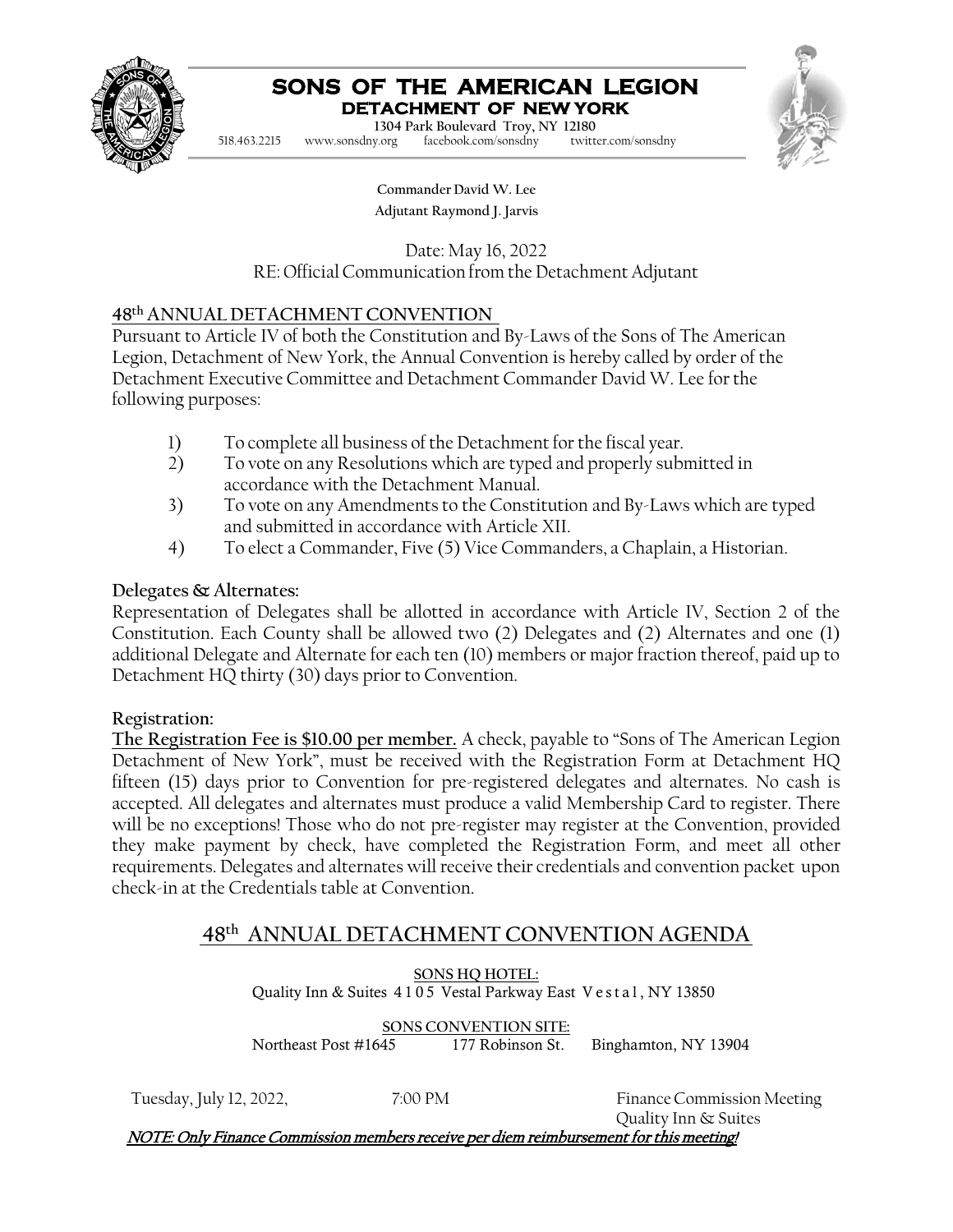# SONS OF THE AMERICAN LEGION
## DETACHMENT OF NEW YORK

1304 Park Boulevard Troy, NY 12180
518.463.2215 www.sonsdny.org facebook.com/sonsdny twitter.com/sonsdny

**Commander David W. Lee**
**Adjutant Raymond J. Jarvis**

Date: May 16, 2022
RE: Official Communication from the Detachment Adjutant

### 48th ANNUAL DETACHMENT CONVENTION

Pursuant to Article IV of both the Constitution and By-Laws of the Sons of The American Legion, Detachment of New York, the Annual Convention is hereby called by order of the Detachment Executive Committee and Detachment Commander David W. Lee for the following purposes:

1) To complete all business of the Detachment for the fiscal year.
2) To vote on any Resolutions which are typed and properly submitted in accordance with the Detachment Manual.
3) To vote on any Amendments to the Constitution and By-Laws which are typed and submitted in accordance with Article XII.
4) To elect a Commander, Five (5) Vice Commanders, a Chaplain, a Historian.

**Delegates & Alternates:**

Representation of Delegates shall be allotted in accordance with Article IV, Section 2 of the Constitution. Each County shall be allowed two (2) Delegates and (2) Alternates and one (1) additional Delegate and Alternate for each ten (10) members or major fraction thereof, paid up to Detachment HQ thirty (30) days prior to Convention.

**Registration:**

**The Registration Fee is $10.00 per member.** A check, payable to "Sons of The American Legion Detachment of New York", must be received with the Registration Form at Detachment HQ fifteen (15) days prior to Convention for pre-registered delegates and alternates. No cash is accepted. All delegates and alternates must produce a valid Membership Card to register. There will be no exceptions! Those who do not pre-register may register at the Convention, provided they make payment by check, have completed the Registration Form, and meet all other requirements. Delegates and alternates will receive their credentials and convention packet upon check-in at the Credentials table at Convention.

## 48th ANNUAL DETACHMENT CONVENTION AGENDA

SONS HQ HOTEL:
Quality Inn & Suites 4105 Vestal Parkway East Vestal, NY 13850

SONS CONVENTION SITE:
Northeast Post #1645 177 Robinson St. Binghamton, NY 13904

| | | |
|---|---|---|
| Tuesday, July 12, 2022, | 7:00 PM | Finance Commission Meeting<br>Quality Inn & Suites |

*NOTE: Only Finance Commission members receive per diem reimbursement for this meeting!*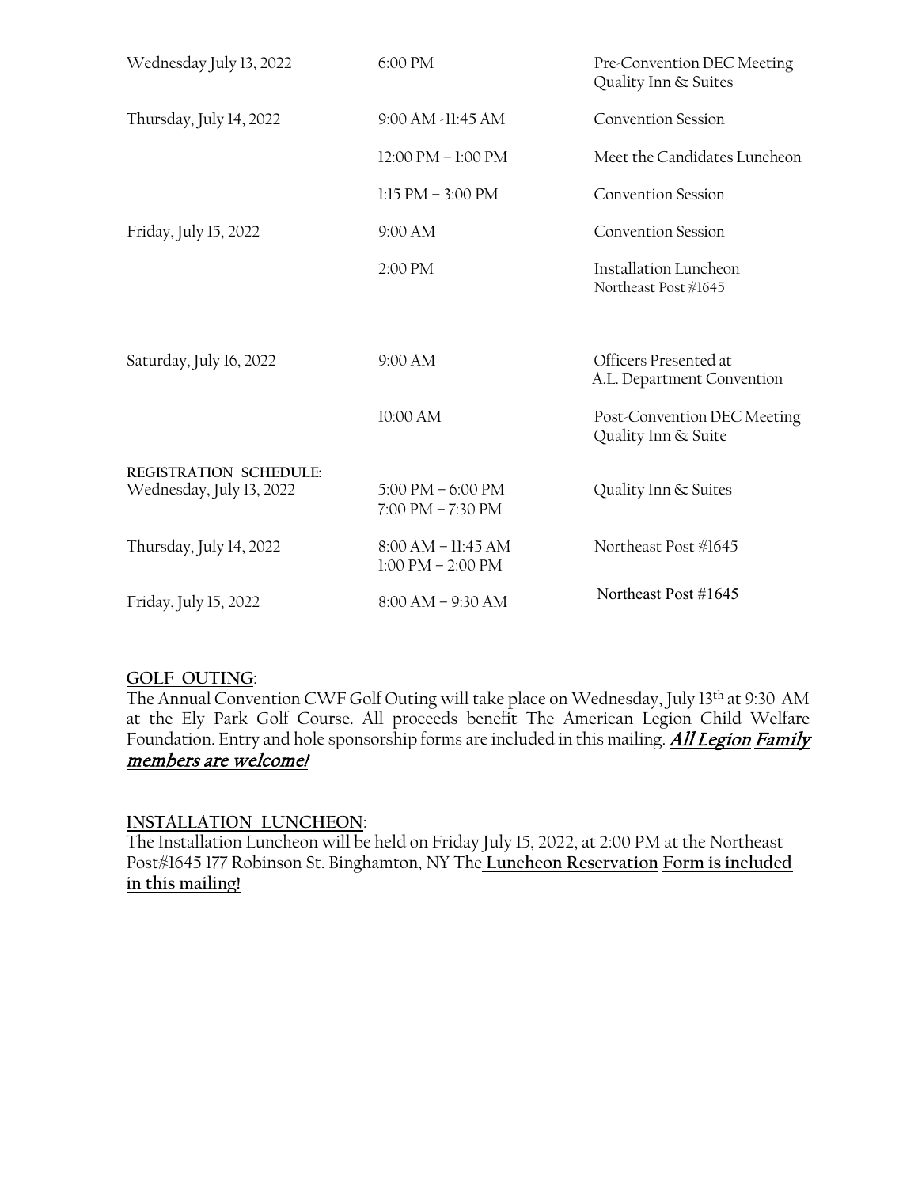| | | |
|---|---|---|
| Wednesday July 13, 2022 | 6:00 PM | Pre-Convention DEC Meeting Quality Inn & Suites |
| Thursday, July 14, 2022 | 9:00 AM -11:45 AM | Convention Session |
| | 12:00 PM – 1:00 PM | Meet the Candidates Luncheon |
| | 1:15 PM – 3:00 PM | Convention Session |
| Friday, July 15, 2022 | 9:00 AM | Convention Session |
| | 2:00 PM | Installation Luncheon Northeast Post #1645 |
| Saturday, July 16, 2022 | 9:00 AM | Officers Presented at A.L. Department Convention |
| | 10:00 AM | Post-Convention DEC Meeting Quality Inn & Suite |

**REGISTRATION SCHEDULE:**

| | | |
|---|---|---|
| Wednesday, July 13, 2022 | 5:00 PM – 6:00 PM<br>7:00 PM – 7:30 PM | Quality Inn & Suites |
| Thursday, July 14, 2022 | 8:00 AM – 11:45 AM<br>1:00 PM – 2:00 PM | Northeast Post #1645 |
| Friday, July 15, 2022 | 8:00 AM – 9:30 AM | Northeast Post #1645 |

**GOLF OUTING**:

The Annual Convention CWF Golf Outing will take place on Wednesday, July 13th at 9:30 AM at the Ely Park Golf Course. All proceeds benefit The American Legion Child Welfare Foundation. Entry and hole sponsorship forms are included in this mailing. ***All Legion Family members are welcome!***

**INSTALLATION LUNCHEON**:

The Installation Luncheon will be held on Friday July 15, 2022, at 2:00 PM at the Northeast Post#1645 177 Robinson St. Binghamton, NY The **Luncheon Reservation Form is included in this mailing!**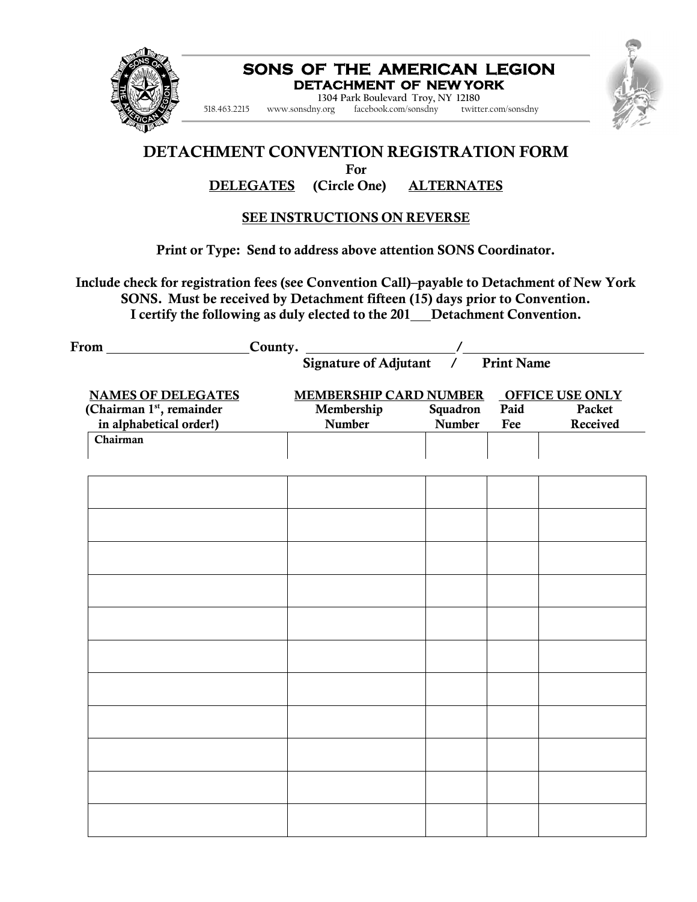# SONS OF THE AMERICAN LEGION

## DETACHMENT OF NEW YORK

1304 Park Boulevard Troy, NY 12180

518.463.2215 www.sonsdny.org facebook.com/sonsdny twitter.com/sonsdny

## DETACHMENT CONVENTION REGISTRATION FORM

**For**

**DELEGATES (Circle One) ALTERNATES**

**SEE INSTRUCTIONS ON REVERSE**

**Print or Type: Send to address above attention SONS Coordinator.**

**Include check for registration fees (see Convention Call)–payable to Detachment of New York SONS. Must be received by Detachment fifteen (15) days prior to Convention.**
**I certify the following as duly elected to the 201___ Detachment Convention.**

**From ____________________ County. ____________________ / ________________________**
**Signature of Adjutant / Print Name**

| NAMES OF DELEGATES (Chairman 1st, remainder in alphabetical order!) | MEMBERSHIP CARD NUMBER | | OFFICE USE ONLY | |
|---|---|---|---|---|
| | Membership Number | Squadron Number | Paid Fee | Packet Received |
| Chairman | | | | |
| | | | | |
| | | | | |
| | | | | |
| | | | | |
| | | | | |
| | | | | |
| | | | | |
| | | | | |
| | | | | |
| | | | | |
| | | | | |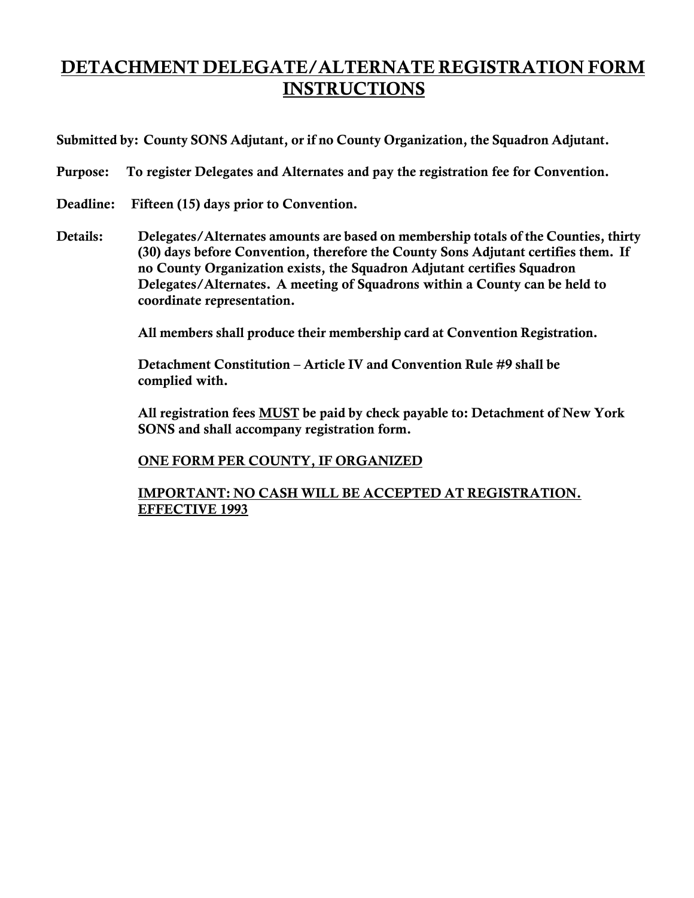# DETACHMENT DELEGATE/ALTERNATE REGISTRATION FORM INSTRUCTIONS

**Submitted by:** County SONS Adjutant, or if no County Organization, the Squadron Adjutant.

**Purpose:** To register Delegates and Alternates and pay the registration fee for Convention.

**Deadline:** Fifteen (15) days prior to Convention.

**Details:** Delegates/Alternates amounts are based on membership totals of the Counties, thirty (30) days before Convention, therefore the County Sons Adjutant certifies them. If no County Organization exists, the Squadron Adjutant certifies Squadron Delegates/Alternates. A meeting of Squadrons within a County can be held to coordinate representation.

All members shall produce their membership card at Convention Registration.

Detachment Constitution – Article IV and Convention Rule #9 shall be complied with.

All registration fees MUST be paid by check payable to: Detachment of New York SONS and shall accompany registration form.

ONE FORM PER COUNTY, IF ORGANIZED

IMPORTANT: NO CASH WILL BE ACCEPTED AT REGISTRATION. EFFECTIVE 1993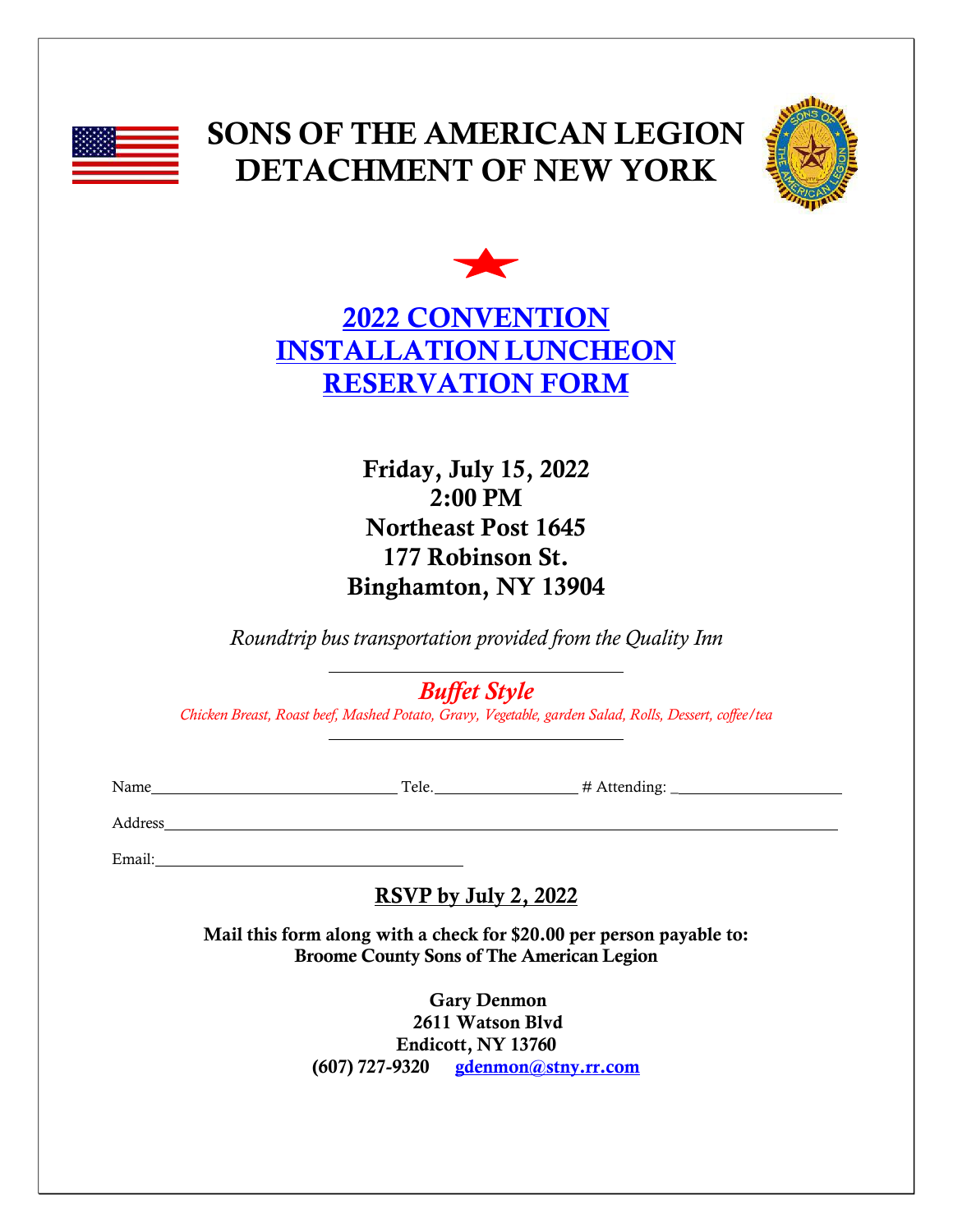# SONS OF THE AMERICAN LEGION DETACHMENT OF NEW YORK

## 2022 CONVENTION INSTALLATION LUNCHEON RESERVATION FORM

**Friday, July 15, 2022**
**2:00 PM**
**Northeast Post 1645**
**177 Robinson St.**
**Binghamton, NY 13904**

*Roundtrip bus transportation provided from the Quality Inn*

---

*Buffet Style*

*Chicken Breast, Roast beef, Mashed Potato, Gravy, Vegetable, garden Salad, Rolls, Dessert, coffee/tea*

---

Name\_\_\_\_\_\_\_\_\_\_\_\_\_\_\_\_\_\_\_\_\_\_\_\_\_\_\_\_\_\_ Tele.\_\_\_\_\_\_\_\_\_\_\_\_\_\_\_\_\_\_ # Attending: \_\_\_\_\_\_\_\_\_\_\_\_\_\_\_\_\_\_\_\_\_\_

Address\_\_\_\_\_\_\_\_\_\_\_\_\_\_\_\_\_\_\_\_\_\_\_\_\_\_\_\_\_\_\_\_\_\_\_\_\_\_\_\_\_\_\_\_\_\_\_\_\_\_\_\_\_\_\_\_\_\_\_\_\_\_\_\_\_\_\_\_\_\_\_\_\_\_\_\_\_\_\_\_\_\_

Email:\_\_\_\_\_\_\_\_\_\_\_\_\_\_\_\_\_\_\_\_\_\_\_\_\_\_\_\_\_\_\_\_\_\_\_\_\_\_\_

**RSVP by July 2, 2022**

**Mail this form along with a check for $20.00 per person payable to:**
**Broome County Sons of The American Legion**

**Gary Denmon**
**2611 Watson Blvd**
**Endicott, NY 13760**
**(607) 727-9320 gdenmon@stny.rr.com**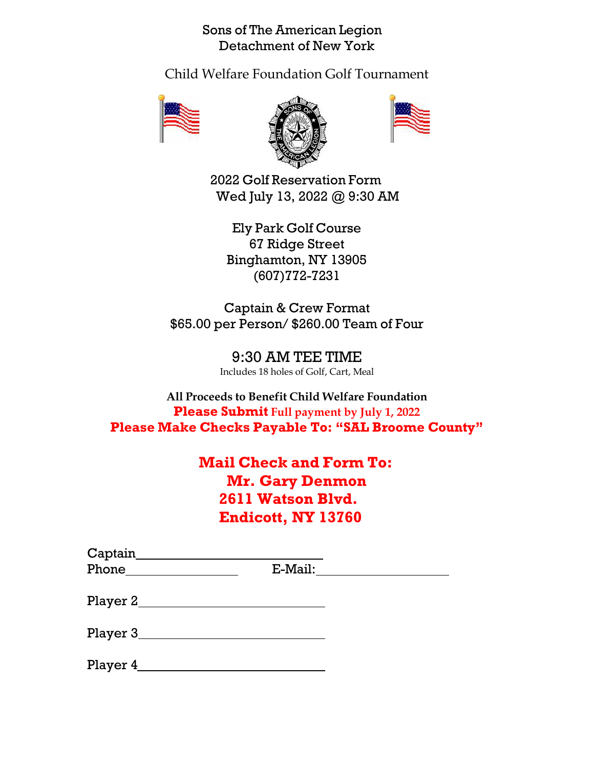# Sons of The American Legion
## Detachment of New York

### Child Welfare Foundation Golf Tournament

2022 Golf Reservation Form
Wed July 13, 2022 @ 9:30 AM

Ely Park Golf Course
67 Ridge Street
Binghamton, NY 13905
(607)772-7231

Captain & Crew Format
$65.00 per Person/ $260.00 Team of Four

9:30 AM TEE TIME
Includes 18 holes of Golf, Cart, Meal

**All Proceeds to Benefit Child Welfare Foundation**
**Please Submit Full payment by July 1, 2022**
**Please Make Checks Payable To: “SAL Broome County”**

**Mail Check and Form To:**
**Mr. Gary Denmon**
**2611 Watson Blvd.**
**Endicott, NY 13760**

Captain________________________
Phone________________ E-Mail:____________________

Player 2________________________

Player 3________________________

Player 4________________________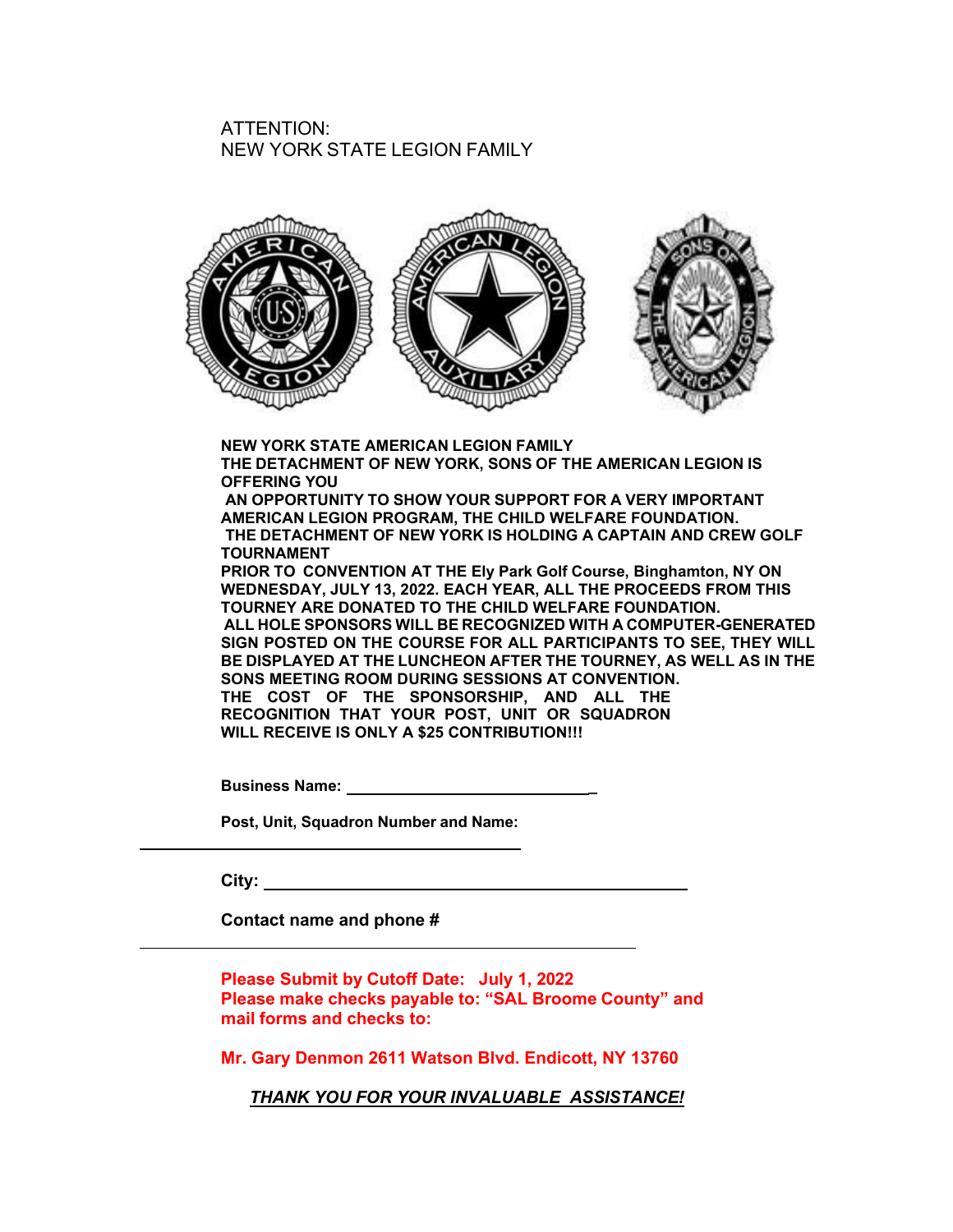ATTENTION:
NEW YORK STATE LEGION FAMILY

**NEW YORK STATE AMERICAN LEGION FAMILY**
**THE DETACHMENT OF NEW YORK, SONS OF THE AMERICAN LEGION IS OFFERING YOU AN OPPORTUNITY TO SHOW YOUR SUPPORT FOR A VERY IMPORTANT AMERICAN LEGION PROGRAM, THE CHILD WELFARE FOUNDATION.**
**THE DETACHMENT OF NEW YORK IS HOLDING A CAPTAIN AND CREW GOLF TOURNAMENT PRIOR TO CONVENTION AT THE Ely Park Golf Course, Binghamton, NY ON WEDNESDAY, JULY 13, 2022. EACH YEAR, ALL THE PROCEEDS FROM THIS TOURNEY ARE DONATED TO THE CHILD WELFARE FOUNDATION.**
**ALL HOLE SPONSORS WILL BE RECOGNIZED WITH A COMPUTER-GENERATED SIGN POSTED ON THE COURSE FOR ALL PARTICIPANTS TO SEE, THEY WILL BE DISPLAYED AT THE LUNCHEON AFTER THE TOURNEY, AS WELL AS IN THE SONS MEETING ROOM DURING SESSIONS AT CONVENTION.**
**THE COST OF THE SPONSORSHIP, AND ALL THE RECOGNITION THAT YOUR POST, UNIT OR SQUADRON WILL RECEIVE IS ONLY A $25 CONTRIBUTION!!!**

**Business Name:** ______________________________

**Post, Unit, Squadron Number and Name:**

______________________________________________

**City:** ________________________________________________

**Contact name and phone #**

____________________________________________________________

**Please Submit by Cutoff Date: July 1, 2022**
**Please make checks payable to: "SAL Broome County" and mail forms and checks to:**

**Mr. Gary Denmon 2611 Watson Blvd. Endicott, NY 13760**

***THANK YOU FOR YOUR INVALUABLE ASSISTANCE!***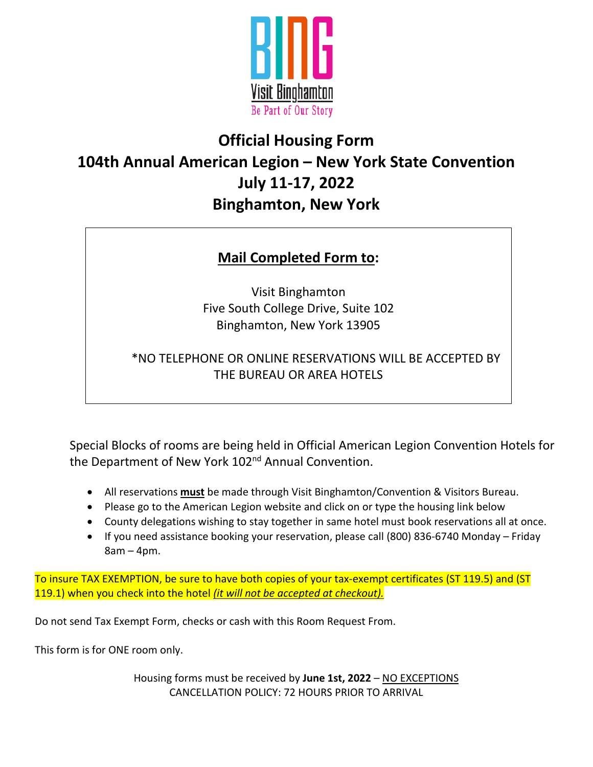# Official Housing Form
# 104th Annual American Legion – New York State Convention
# July 11-17, 2022
# Binghamton, New York

**Mail Completed Form to:**

Visit Binghamton
Five South College Drive, Suite 102
Binghamton, New York 13905

*NO TELEPHONE OR ONLINE RESERVATIONS WILL BE ACCEPTED BY THE BUREAU OR AREA HOTELS

Special Blocks of rooms are being held in Official American Legion Convention Hotels for the Department of New York 102nd Annual Convention.

- All reservations **must** be made through Visit Binghamton/Convention & Visitors Bureau.
- Please go to the American Legion website and click on or type the housing link below
- County delegations wishing to stay together in same hotel must book reservations all at once.
- If you need assistance booking your reservation, please call (800) 836-6740 Monday – Friday 8am – 4pm.

To insure TAX EXEMPTION, be sure to have both copies of your tax-exempt certificates (ST 119.5) and (ST 119.1) when you check into the hotel *(it will not be accepted at checkout).*

Do not send Tax Exempt Form, checks or cash with this Room Request From.

This form is for ONE room only.

Housing forms must be received by **June 1st, 2022** – NO EXCEPTIONS
CANCELLATION POLICY: 72 HOURS PRIOR TO ARRIVAL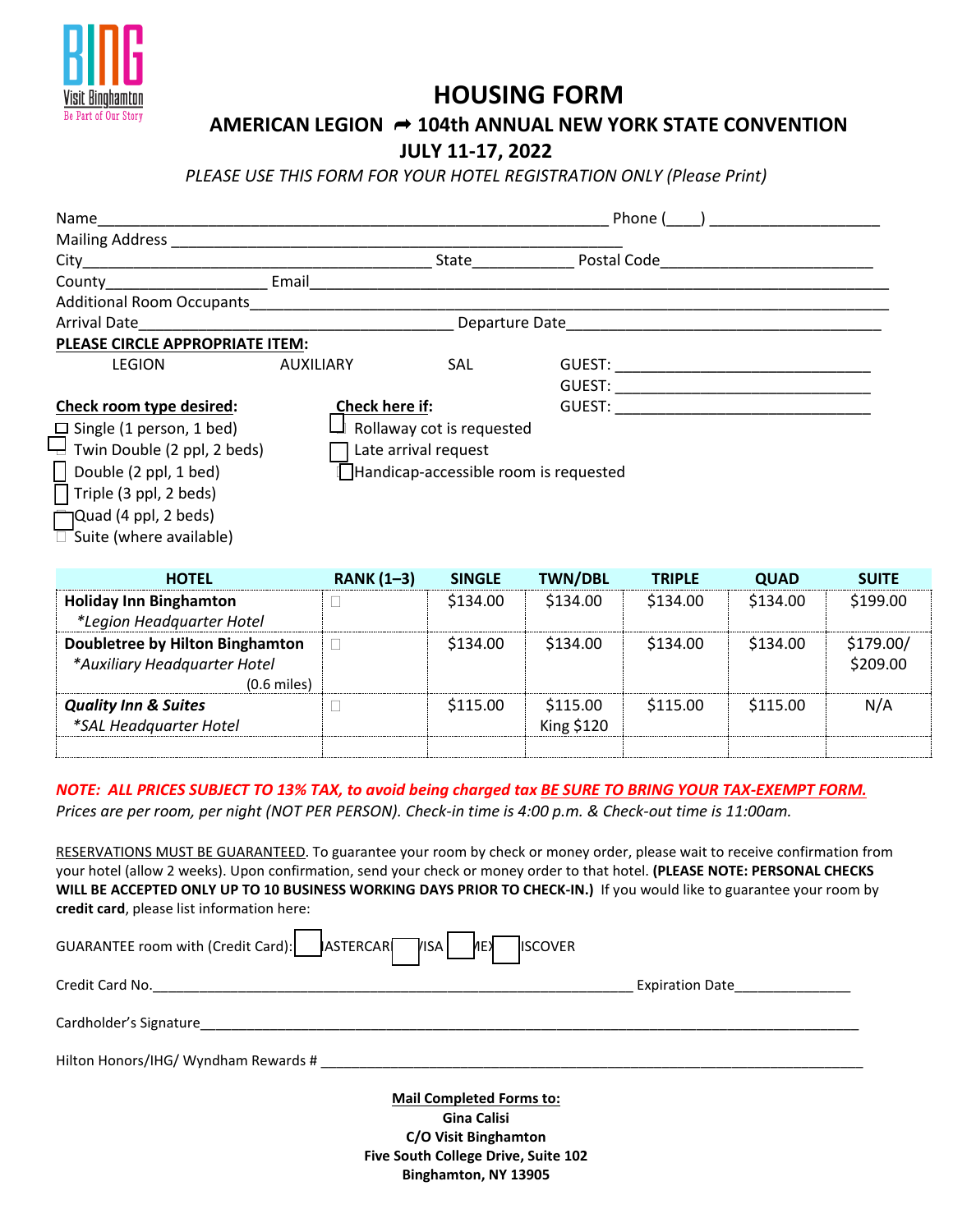BING
Visit Binghamton
Be Part of Our Story

# HOUSING FORM

## AMERICAN LEGION ➦ 104th ANNUAL NEW YORK STATE CONVENTION

## JULY 11-17, 2022

*PLEASE USE THIS FORM FOR YOUR HOTEL REGISTRATION ONLY (Please Print)*

Name_______________________________________________________________ Phone (____) ____________________

Mailing Address ______________________________________________________

City___________________________________________ State____________ Postal Code_________________________

County____________________ Email_____________________________________________________________________

Additional Room Occupants_______________________________________________________________________________

Arrival Date_______________________________________ Departure Date_______________________________________

**PLEASE CIRCLE APPROPRIATE ITEM:**

LEGION AUXILIARY SAL GUEST: ______________________________

GUEST: ______________________________

GUEST: ______________________________

**Check room type desired:**

- ☐ Single (1 person, 1 bed)
- ☐ Twin Double (2 ppl, 2 beds)
- ☐ Double (2 ppl, 1 bed)
- ☐ Triple (3 ppl, 2 beds)
- ☐ Quad (4 ppl, 2 beds)
- ☐ Suite (where available)

**Check here if:**

- ☐ Rollaway cot is requested
- ☐ Late arrival request
- ☐ Handicap-accessible room is requested

| HOTEL | RANK (1–3) | SINGLE | TWN/DBL | TRIPLE | QUAD | SUITE |
|---|---|---|---|---|---|---|
| **Holiday Inn Binghamton** *\*Legion Headquarter Hotel* | ☐ | $134.00 | $134.00 | $134.00 | $134.00 | $199.00 |
| **Doubletree by Hilton Binghamton** *\*Auxiliary Headquarter Hotel* (0.6 miles) | ☐ | $134.00 | $134.00 | $134.00 | $134.00 | $179.00/ $209.00 |
| ***Quality Inn & Suites*** *\*SAL Headquarter Hotel* | ☐ | $115.00 | $115.00 King $120 | $115.00 | $115.00 | N/A |
| | | | | | | |

***NOTE: ALL PRICES SUBJECT TO 13% TAX, to avoid being charged tax BE SURE TO BRING YOUR TAX-EXEMPT FORM.***
*Prices are per room, per night (NOT PER PERSON). Check-in time is 4:00 p.m. & Check-out time is 11:00am.*

RESERVATIONS MUST BE GUARANTEED. To guarantee your room by check or money order, please wait to receive confirmation from your hotel (allow 2 weeks). Upon confirmation, send your check or money order to that hotel. **(PLEASE NOTE: PERSONAL CHECKS WILL BE ACCEPTED ONLY UP TO 10 BUSINESS WORKING DAYS PRIOR TO CHECK-IN.)** If you would like to guarantee your room by **credit card**, please list information here:

GUARANTEE room with (Credit Card): ☐ MASTERCARD ☐ VISA ☐ AMEX ☐ DISCOVER

Credit Card No.______________________________________________________________ Expiration Date_______________

Cardholder's Signature_______________________________________________________________________________________

Hilton Honors/IHG/ Wyndham Rewards # _______________________________________________________________________

**Mail Completed Forms to:**
**Gina Calisi**
**C/O Visit Binghamton**
**Five South College Drive, Suite 102**
**Binghamton, NY 13905**